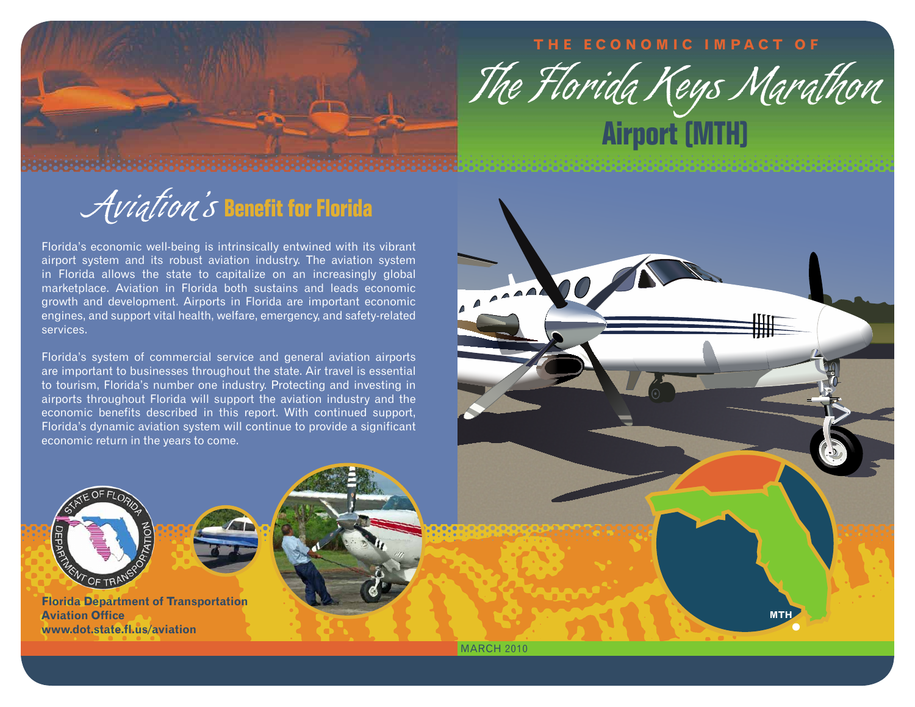THE ECONOMIC IMPACT OF

# The Florida Keys Marathon Airport (MTH)

## Aviation's Benefit for Florida

Florida's economic well-being is intrinsically entwined with its vibrant airport system and its robust aviation industry. The aviation system in Florida allows the state to capitalize on an increasingly global marketplace. Aviation in Florida both sustains and leads economic growth and development. Airports in Florida are important economic engines, and support vital health, welfare, emergency, and safety-related services.

Florida's system of commercial service and general aviation airports are important to businesses throughout the state. Air travel is essential to tourism, Florida's number one industry. Protecting and investing in airports throughout Florida will support the aviation industry and the economic benefits described in this report. With continued support, Florida's dynamic aviation system will continue to provide a significant economic return in the years to come.

STATE OF FLORIDA DEPARTMENT OF TRANSPORTATION

**Florida Department of Transportation**
**Aviation Office**
**www.dot.state.fl.us/aviation**

MTH

MARCH 2010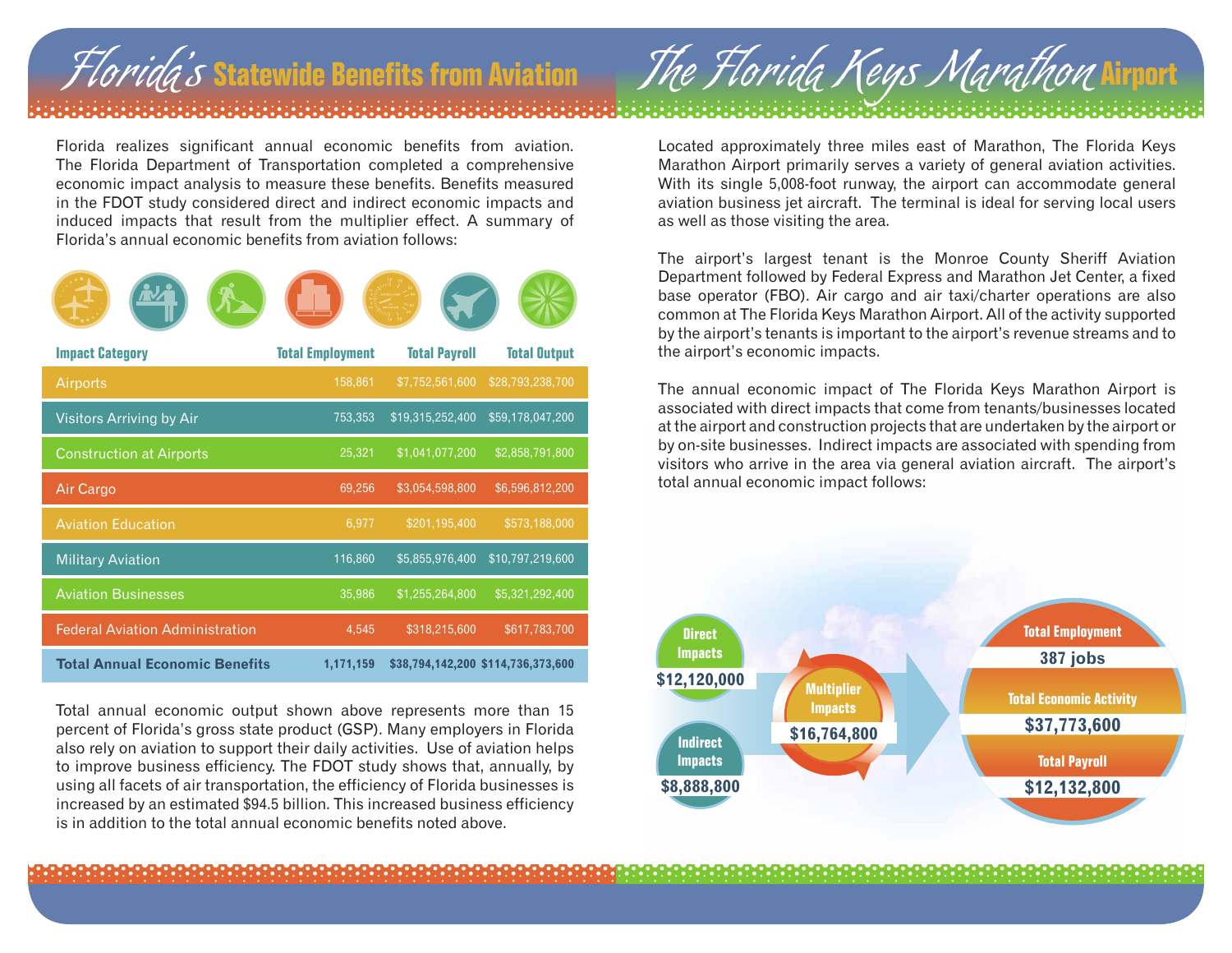# Florida's Statewide Benefits from Aviation

Florida realizes significant annual economic benefits from aviation. The Florida Department of Transportation completed a comprehensive economic impact analysis to measure these benefits. Benefits measured in the FDOT study considered direct and indirect economic impacts and induced impacts that result from the multiplier effect. A summary of Florida's annual economic benefits from aviation follows:

| Impact Category | Total Employment | Total Payroll | Total Output |
|---|---|---|---|
| Airports | 158,861 | $7,752,561,600 | $28,793,238,700 |
| Visitors Arriving by Air | 753,353 | $19,315,252,400 | $59,178,047,200 |
| Construction at Airports | 25,321 | $1,041,077,200 | $2,858,791,800 |
| Air Cargo | 69,256 | $3,054,598,800 | $6,596,812,200 |
| Aviation Education | 6,977 | $201,195,400 | $573,188,000 |
| Military Aviation | 116,860 | $5,855,976,400 | $10,797,219,600 |
| Aviation Businesses | 35,986 | $1,255,264,800 | $5,321,292,400 |
| Federal Aviation Administration | 4,545 | $318,215,600 | $617,783,700 |
| **Total Annual Economic Benefits** | **1,171,159** | **$38,794,142,200** | **$114,736,373,600** |

Total annual economic output shown above represents more than 15 percent of Florida's gross state product (GSP). Many employers in Florida also rely on aviation to support their daily activities. Use of aviation helps to improve business efficiency. The FDOT study shows that, annually, by using all facets of air transportation, the efficiency of Florida businesses is increased by an estimated $94.5 billion. This increased business efficiency is in addition to the total annual economic benefits noted above.

# The Florida Keys Marathon Airport

Located approximately three miles east of Marathon, The Florida Keys Marathon Airport primarily serves a variety of general aviation activities. With its single 5,008-foot runway, the airport can accommodate general aviation business jet aircraft. The terminal is ideal for serving local users as well as those visiting the area.

The airport's largest tenant is the Monroe County Sheriff Aviation Department followed by Federal Express and Marathon Jet Center, a fixed base operator (FBO). Air cargo and air taxi/charter operations are also common at The Florida Keys Marathon Airport. All of the activity supported by the airport's tenants is important to the airport's revenue streams and to the airport's economic impacts.

The annual economic impact of The Florida Keys Marathon Airport is associated with direct impacts that come from tenants/businesses located at the airport and construction projects that are undertaken by the airport or by on-site businesses. Indirect impacts are associated with spending from visitors who arrive in the area via general aviation aircraft. The airport's total annual economic impact follows:

Direct Impacts
$12,120,000

Indirect Impacts
$8,888,800

Multiplier Impacts
$16,764,800

Total Employment
387 jobs

Total Economic Activity
$37,773,600

Total Payroll
$12,132,800